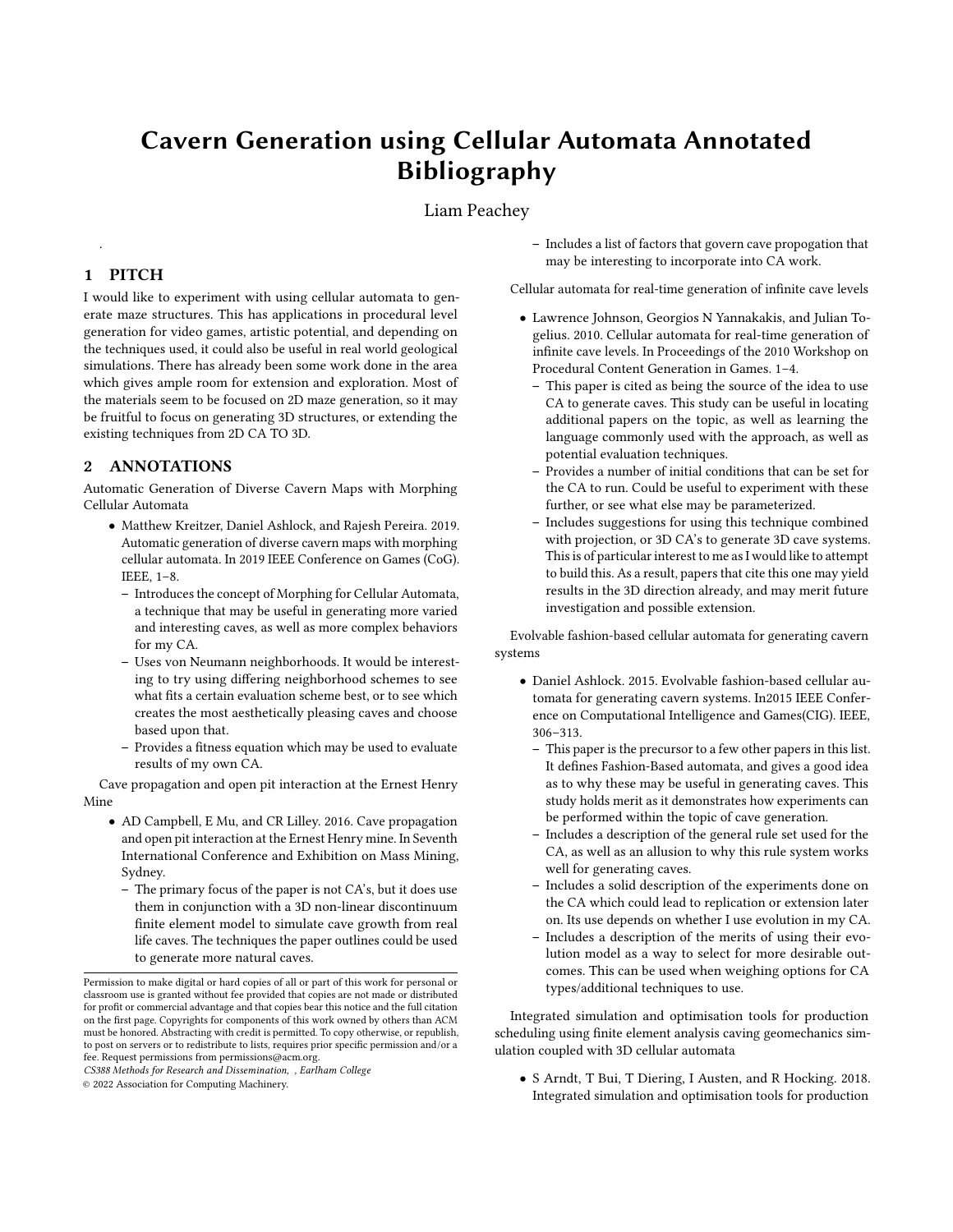# Cavern Generation using Cellular Automata Annotated Bibliography

Liam Peachey

.

## 1 PITCH

I would like to experiment with using cellular automata to generate maze structures. This has applications in procedural level generation for video games, artistic potential, and depending on the techniques used, it could also be useful in real world geological simulations. There has already been some work done in the area which gives ample room for extension and exploration. Most of the materials seem to be focused on 2D maze generation, so it may be fruitful to focus on generating 3D structures, or extending the existing techniques from 2D CA TO 3D.

## 2 ANNOTATIONS

Automatic Generation of Diverse Cavern Maps with Morphing Cellular Automata

- Matthew Kreitzer, Daniel Ashlock, and Rajesh Pereira. 2019. Automatic generation of diverse cavern maps with morphing cellular automata. In 2019 IEEE Conference on Games (CoG). IEEE, 1–8.
  - Introduces the concept of Morphing for Cellular Automata, a technique that may be useful in generating more varied and interesting caves, as well as more complex behaviors for my CA.
  - Uses von Neumann neighborhoods. It would be interesting to try using differing neighborhood schemes to see what fits a certain evaluation scheme best, or to see which creates the most aesthetically pleasing caves and choose based upon that.
  - Provides a fitness equation which may be used to evaluate results of my own CA.

Cave propagation and open pit interaction at the Ernest Henry Mine

- AD Campbell, E Mu, and CR Lilley. 2016. Cave propagation and open pit interaction at the Ernest Henry mine. In Seventh International Conference and Exhibition on Mass Mining, Sydney.
  - The primary focus of the paper is not CA's, but it does use them in conjunction with a 3D non-linear discontinuum finite element model to simulate cave growth from real life caves. The techniques the paper outlines could be used to generate more natural caves.
  - Includes a list of factors that govern cave propogation that may be interesting to incorporate into CA work.

Cellular automata for real-time generation of infinite cave levels

- Lawrence Johnson, Georgios N Yannakakis, and Julian Togelius. 2010. Cellular automata for real-time generation of infinite cave levels. In Proceedings of the 2010 Workshop on Procedural Content Generation in Games. 1–4.
  - This paper is cited as being the source of the idea to use CA to generate caves. This study can be useful in locating additional papers on the topic, as well as learning the language commonly used with the approach, as well as potential evaluation techniques.
  - Provides a number of initial conditions that can be set for the CA to run. Could be useful to experiment with these further, or see what else may be parameterized.
  - Includes suggestions for using this technique combined with projection, or 3D CA's to generate 3D cave systems. This is of particular interest to me as I would like to attempt to build this. As a result, papers that cite this one may yield results in the 3D direction already, and may merit future investigation and possible extension.

Evolvable fashion-based cellular automata for generating cavern systems

- Daniel Ashlock. 2015. Evolvable fashion-based cellular automata for generating cavern systems. In2015 IEEE Conference on Computational Intelligence and Games(CIG). IEEE, 306–313.
  - This paper is the precursor to a few other papers in this list. It defines Fashion-Based automata, and gives a good idea as to why these may be useful in generating caves. This study holds merit as it demonstrates how experiments can be performed within the topic of cave generation.
  - Includes a description of the general rule set used for the CA, as well as an allusion to why this rule system works well for generating caves.
  - Includes a solid description of the experiments done on the CA which could lead to replication or extension later on. Its use depends on whether I use evolution in my CA.
  - Includes a description of the merits of using their evolution model as a way to select for more desirable outcomes. This can be used when weighing options for CA types/additional techniques to use.

Integrated simulation and optimisation tools for production scheduling using finite element analysis caving geomechanics simulation coupled with 3D cellular automata

- S Arndt, T Bui, T Diering, I Austen, and R Hocking. 2018. Integrated simulation and optimisation tools for production

Permission to make digital or hard copies of all or part of this work for personal or classroom use is granted without fee provided that copies are not made or distributed for profit or commercial advantage and that copies bear this notice and the full citation on the first page. Copyrights for components of this work owned by others than ACM must be honored. Abstracting with credit is permitted. To copy otherwise, or republish, to post on servers or to redistribute to lists, requires prior specific permission and/or a fee. Request permissions from permissions@acm.org.

*CS388 Methods for Research and Dissemination, , Earlham College*

© 2022 Association for Computing Machinery.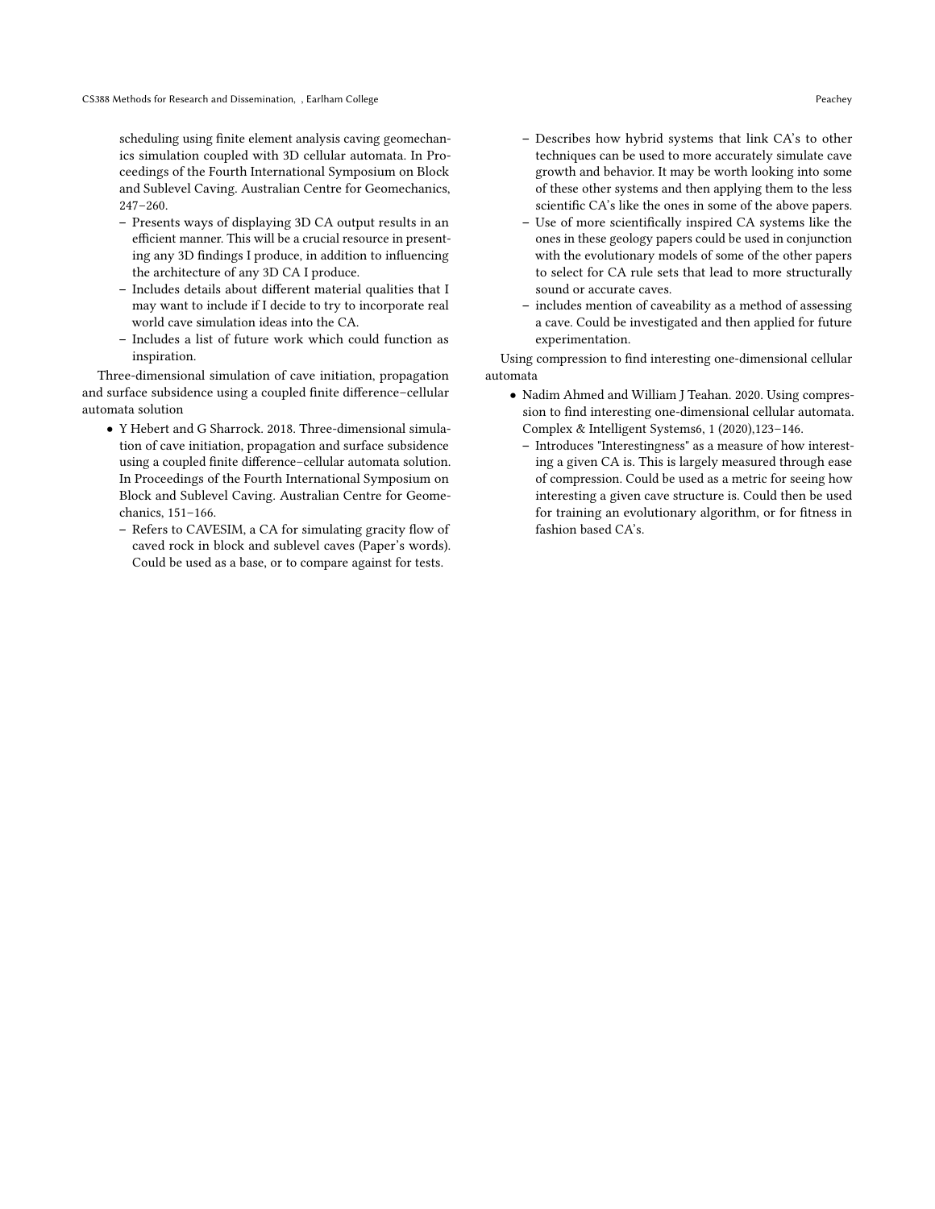scheduling using finite element analysis caving geomechanics simulation coupled with 3D cellular automata. In Proceedings of the Fourth International Symposium on Block and Sublevel Caving. Australian Centre for Geomechanics, 247–260.

  - Presents ways of displaying 3D CA output results in an efficient manner. This will be a crucial resource in presenting any 3D findings I produce, in addition to influencing the architecture of any 3D CA I produce.
  - Includes details about different material qualities that I may want to include if I decide to try to incorporate real world cave simulation ideas into the CA.
  - Includes a list of future work which could function as inspiration.

Three-dimensional simulation of cave initiation, propagation and surface subsidence using a coupled finite difference–cellular automata solution

- Y Hebert and G Sharrock. 2018. Three-dimensional simulation of cave initiation, propagation and surface subsidence using a coupled finite difference–cellular automata solution. In Proceedings of the Fourth International Symposium on Block and Sublevel Caving. Australian Centre for Geomechanics, 151–166.
  - Refers to CAVESIM, a CA for simulating gracity flow of caved rock in block and sublevel caves (Paper's words). Could be used as a base, or to compare against for tests.
  - Describes how hybrid systems that link CA's to other techniques can be used to more accurately simulate cave growth and behavior. It may be worth looking into some of these other systems and then applying them to the less scientific CA's like the ones in some of the above papers.
  - Use of more scientifically inspired CA systems like the ones in these geology papers could be used in conjunction with the evolutionary models of some of the other papers to select for CA rule sets that lead to more structurally sound or accurate caves.
  - includes mention of caveability as a method of assessing a cave. Could be investigated and then applied for future experimentation.

Using compression to find interesting one-dimensional cellular automata

- Nadim Ahmed and William J Teahan. 2020. Using compression to find interesting one-dimensional cellular automata. Complex & Intelligent Systems6, 1 (2020),123–146.
  - Introduces "Interestingness" as a measure of how interesting a given CA is. This is largely measured through ease of compression. Could be used as a metric for seeing how interesting a given cave structure is. Could then be used for training an evolutionary algorithm, or for fitness in fashion based CA's.